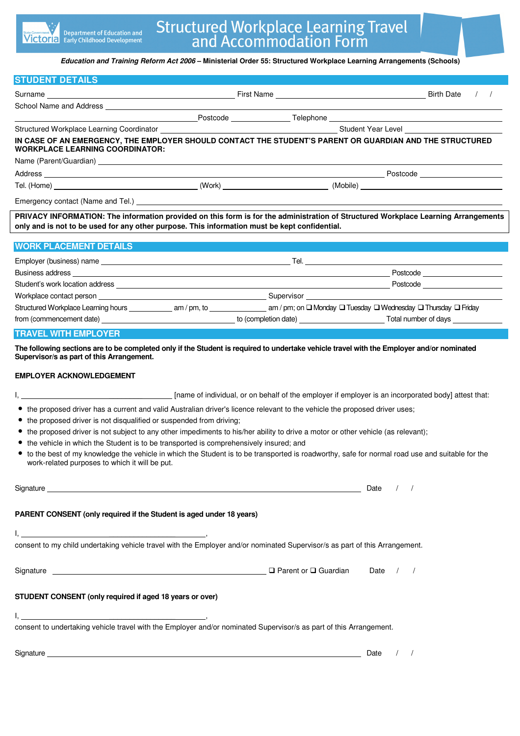Department of Education and Early Childhood Development

# Structured Workplace Learning Travel and Accommodation Form

***Education and Training Reform Act 2006*** **– Ministerial Order 55: Structured Workplace Learning Arrangements (Schools)**

## STUDENT DETAILS

Surname ______________________ First Name ______________________ Birth Date / /

School Name and Address ______________________________________________

______________________ Postcode ____________ Telephone ______________________

Structured Workplace Learning Coordinator ______________________ Student Year Level ____________

**IN CASE OF AN EMERGENCY, THE EMPLOYER SHOULD CONTACT THE STUDENT'S PARENT OR GUARDIAN AND THE STRUCTURED WORKPLACE LEARNING COORDINATOR:**

Name (Parent/Guardian) ______________________________________________

Address ______________________________________________ Postcode ____________

Tel. (Home) ______________ (Work) ______________ (Mobile) ______________

Emergency contact (Name and Tel.) ______________________________________________

**PRIVACY INFORMATION: The information provided on this form is for the administration of Structured Workplace Learning Arrangements only and is not to be used for any other purpose. This information must be kept confidential.**

## WORK PLACEMENT DETAILS

Employer (business) name ______________________ Tel. ______________________

Business address ______________________________________________ Postcode ____________

Student's work location address ______________________________________________ Postcode ____________

Workplace contact person ______________________ Supervisor ______________________

Structured Workplace Learning hours ____________ am / pm, to ____________ am / pm; on ❑ Monday ❑ Tuesday ❑ Wednesday ❑ Thursday ❑ Friday

from (commencement date) ______________ to (completion date) ______________ Total number of days ____________

## TRAVEL WITH EMPLOYER

**The following sections are to be completed only if the Student is required to undertake vehicle travel with the Employer and/or nominated Supervisor/s as part of this Arrangement.**

### EMPLOYER ACKNOWLEDGEMENT

I, ______________________ [name of individual, or on behalf of the employer if employer is an incorporated body] attest that:

- the proposed driver has a current and valid Australian driver's licence relevant to the vehicle the proposed driver uses;
- the proposed driver is not disqualified or suspended from driving;
- the proposed driver is not subject to any other impediments to his/her ability to drive a motor or other vehicle (as relevant);
- the vehicle in which the Student is to be transported is comprehensively insured; and
- to the best of my knowledge the vehicle in which the Student is to be transported is roadworthy, safe for normal road use and suitable for the work-related purposes to which it will be put.

Signature ______________________________________________ Date / /

### PARENT CONSENT (only required if the Student is aged under 18 years)

I, ______________________,

consent to my child undertaking vehicle travel with the Employer and/or nominated Supervisor/s as part of this Arrangement.

Signature ______________________ ❑ Parent or ❑ Guardian Date / /

### STUDENT CONSENT (only required if aged 18 years or over)

I, ______________________,

consent to undertaking vehicle travel with the Employer and/or nominated Supervisor/s as part of this Arrangement.

Signature ______________________________________________ Date / /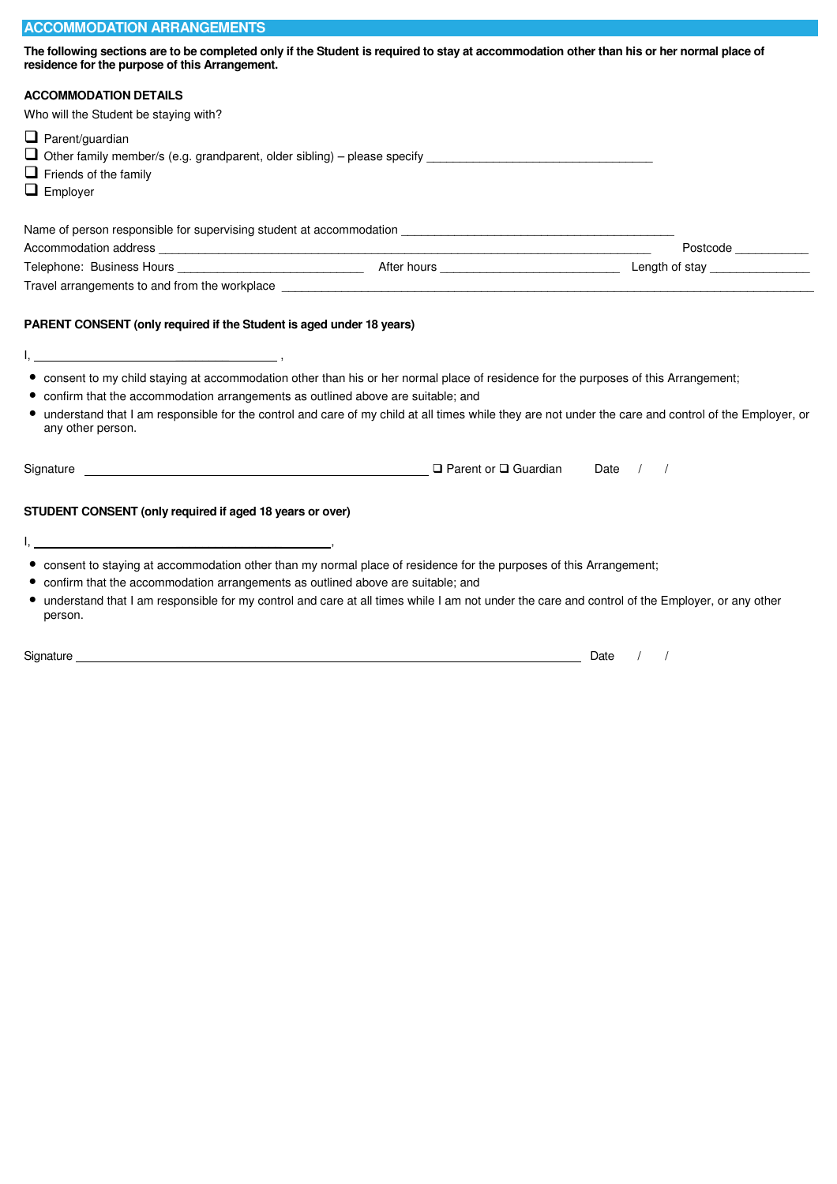## ACCOMMODATION ARRANGEMENTS

**The following sections are to be completed only if the Student is required to stay at accommodation other than his or her normal place of residence for the purpose of this Arrangement.**

### ACCOMMODATION DETAILS

Who will the Student be staying with?

- ❑ Parent/guardian
- ❑ Other family member/s (e.g. grandparent, older sibling) – please specify ___________________________________
- ❑ Friends of the family
- ❑ Employer

Name of person responsible for supervising student at accommodation ___________________________________________

Accommodation address _________________________________________________________________________ Postcode ___________

Telephone: Business Hours _____________________________ After hours ___________________________ Length of stay _______________

Travel arrangements to and from the workplace _________________________________________________________________________________

### PARENT CONSENT (only required if the Student is aged under 18 years)

I, ______________________________________ ,

- consent to my child staying at accommodation other than his or her normal place of residence for the purposes of this Arrangement;
- confirm that the accommodation arrangements as outlined above are suitable; and
- understand that I am responsible for the control and care of my child at all times while they are not under the care and control of the Employer, or any other person.

Signature _______________________________________________________ ❑ Parent or ❑ Guardian Date / /

### STUDENT CONSENT (only required if aged 18 years or over)

I, ______________________________________ ,

- consent to staying at accommodation other than my normal place of residence for the purposes of this Arrangement;
- confirm that the accommodation arrangements as outlined above are suitable; and
- understand that I am responsible for my control and care at all times while I am not under the care and control of the Employer, or any other person.

Signature _______________________________________________________________________________ Date / /